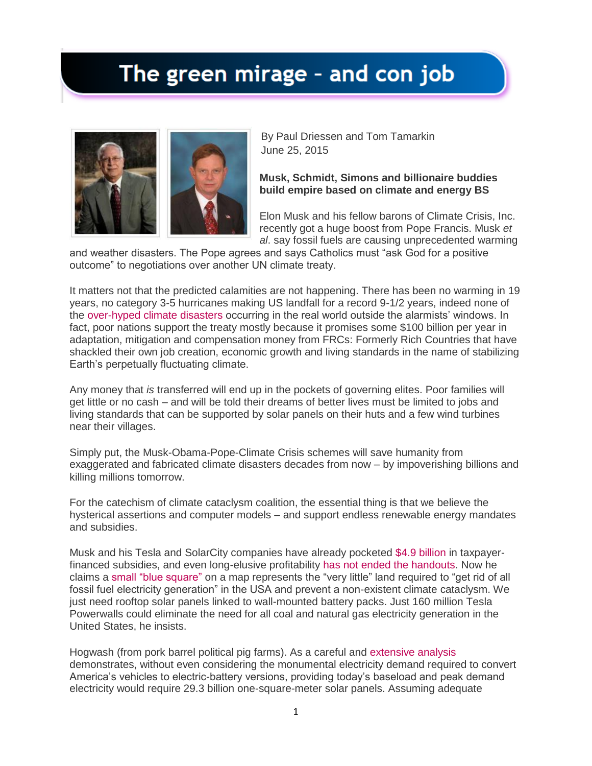# The green mirage – and con job

By Paul Driessen and Tom Tamarkin
June 25, 2015

**Musk, Schmidt, Simons and billionaire buddies build empire based on climate and energy BS**

Elon Musk and his fellow barons of Climate Crisis, Inc. recently got a huge boost from Pope Francis. Musk *et al*. say fossil fuels are causing unprecedented warming and weather disasters. The Pope agrees and says Catholics must "ask God for a positive outcome" to negotiations over another UN climate treaty.

It matters not that the predicted calamities are not happening. There has been no warming in 19 years, no category 3-5 hurricanes making US landfall for a record 9-1/2 years, indeed none of the over-hyped climate disasters occurring in the real world outside the alarmists' windows. In fact, poor nations support the treaty mostly because it promises some $100 billion per year in adaptation, mitigation and compensation money from FRCs: Formerly Rich Countries that have shackled their own job creation, economic growth and living standards in the name of stabilizing Earth's perpetually fluctuating climate.

Any money that *is* transferred will end up in the pockets of governing elites. Poor families will get little or no cash – and will be told their dreams of better lives must be limited to jobs and living standards that can be supported by solar panels on their huts and a few wind turbines near their villages.

Simply put, the Musk-Obama-Pope-Climate Crisis schemes will save humanity from exaggerated and fabricated climate disasters decades from now – by impoverishing billions and killing millions tomorrow.

For the catechism of climate cataclysm coalition, the essential thing is that we believe the hysterical assertions and computer models – and support endless renewable energy mandates and subsidies.

Musk and his Tesla and SolarCity companies have already pocketed $4.9 billion in taxpayer-financed subsidies, and even long-elusive profitability has not ended the handouts. Now he claims a small "blue square" on a map represents the "very little" land required to "get rid of all fossil fuel electricity generation" in the USA and prevent a non-existent climate cataclysm. We just need rooftop solar panels linked to wall-mounted battery packs. Just 160 million Tesla Powerwalls could eliminate the need for all coal and natural gas electricity generation in the United States, he insists.

Hogwash (from pork barrel political pig farms). As a careful and extensive analysis demonstrates, without even considering the monumental electricity demand required to convert America's vehicles to electric-battery versions, providing today's baseload and peak demand electricity would require 29.3 billion one-square-meter solar panels. Assuming adequate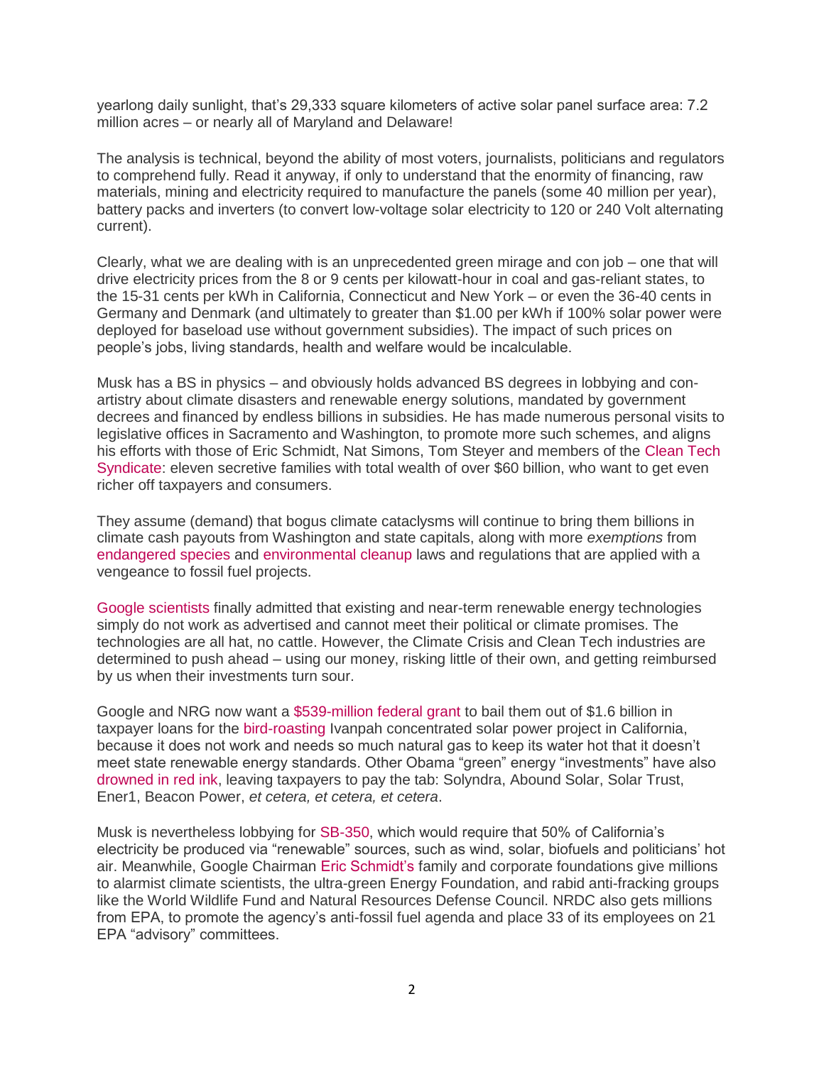yearlong daily sunlight, that's 29,333 square kilometers of active solar panel surface area: 7.2 million acres – or nearly all of Maryland and Delaware!

The analysis is technical, beyond the ability of most voters, journalists, politicians and regulators to comprehend fully. Read it anyway, if only to understand that the enormity of financing, raw materials, mining and electricity required to manufacture the panels (some 40 million per year), battery packs and inverters (to convert low-voltage solar electricity to 120 or 240 Volt alternating current).

Clearly, what we are dealing with is an unprecedented green mirage and con job – one that will drive electricity prices from the 8 or 9 cents per kilowatt-hour in coal and gas-reliant states, to the 15-31 cents per kWh in California, Connecticut and New York – or even the 36-40 cents in Germany and Denmark (and ultimately to greater than $1.00 per kWh if 100% solar power were deployed for baseload use without government subsidies). The impact of such prices on people's jobs, living standards, health and welfare would be incalculable.

Musk has a BS in physics – and obviously holds advanced BS degrees in lobbying and con-artistry about climate disasters and renewable energy solutions, mandated by government decrees and financed by endless billions in subsidies. He has made numerous personal visits to legislative offices in Sacramento and Washington, to promote more such schemes, and aligns his efforts with those of Eric Schmidt, Nat Simons, Tom Steyer and members of the Clean Tech Syndicate: eleven secretive families with total wealth of over $60 billion, who want to get even richer off taxpayers and consumers.

They assume (demand) that bogus climate cataclysms will continue to bring them billions in climate cash payouts from Washington and state capitals, along with more *exemptions* from endangered species and environmental cleanup laws and regulations that are applied with a vengeance to fossil fuel projects.

Google scientists finally admitted that existing and near-term renewable energy technologies simply do not work as advertised and cannot meet their political or climate promises. The technologies are all hat, no cattle. However, the Climate Crisis and Clean Tech industries are determined to push ahead – using our money, risking little of their own, and getting reimbursed by us when their investments turn sour.

Google and NRG now want a $539-million federal grant to bail them out of $1.6 billion in taxpayer loans for the bird-roasting Ivanpah concentrated solar power project in California, because it does not work and needs so much natural gas to keep its water hot that it doesn't meet state renewable energy standards. Other Obama "green" energy "investments" have also drowned in red ink, leaving taxpayers to pay the tab: Solyndra, Abound Solar, Solar Trust, Ener1, Beacon Power, *et cetera, et cetera, et cetera*.

Musk is nevertheless lobbying for SB-350, which would require that 50% of California's electricity be produced via "renewable" sources, such as wind, solar, biofuels and politicians' hot air. Meanwhile, Google Chairman Eric Schmidt's family and corporate foundations give millions to alarmist climate scientists, the ultra-green Energy Foundation, and rabid anti-fracking groups like the World Wildlife Fund and Natural Resources Defense Council. NRDC also gets millions from EPA, to promote the agency's anti-fossil fuel agenda and place 33 of its employees on 21 EPA "advisory" committees.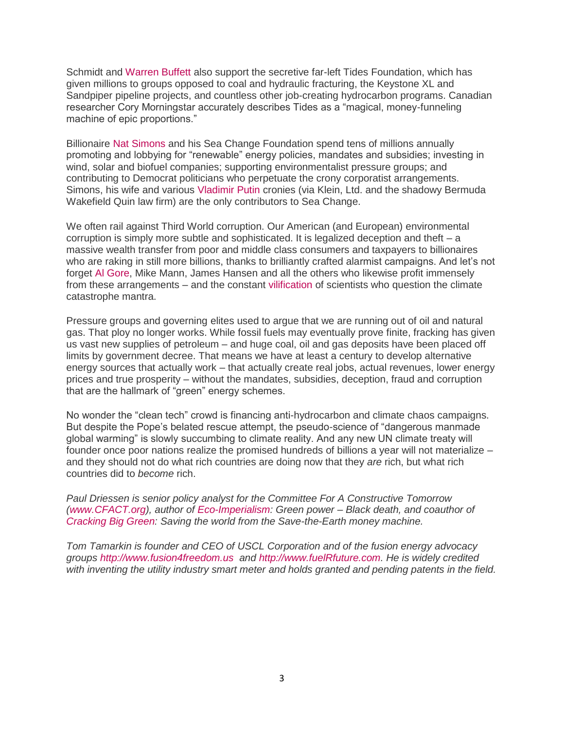Schmidt and Warren Buffett also support the secretive far-left Tides Foundation, which has given millions to groups opposed to coal and hydraulic fracturing, the Keystone XL and Sandpiper pipeline projects, and countless other job-creating hydrocarbon programs. Canadian researcher Cory Morningstar accurately describes Tides as a "magical, money-funneling machine of epic proportions."

Billionaire Nat Simons and his Sea Change Foundation spend tens of millions annually promoting and lobbying for "renewable" energy policies, mandates and subsidies; investing in wind, solar and biofuel companies; supporting environmentalist pressure groups; and contributing to Democrat politicians who perpetuate the crony corporatist arrangements. Simons, his wife and various Vladimir Putin cronies (via Klein, Ltd. and the shadowy Bermuda Wakefield Quin law firm) are the only contributors to Sea Change.

We often rail against Third World corruption. Our American (and European) environmental corruption is simply more subtle and sophisticated. It is legalized deception and theft – a massive wealth transfer from poor and middle class consumers and taxpayers to billionaires who are raking in still more billions, thanks to brilliantly crafted alarmist campaigns. And let's not forget Al Gore, Mike Mann, James Hansen and all the others who likewise profit immensely from these arrangements – and the constant vilification of scientists who question the climate catastrophe mantra.

Pressure groups and governing elites used to argue that we are running out of oil and natural gas. That ploy no longer works. While fossil fuels may eventually prove finite, fracking has given us vast new supplies of petroleum – and huge coal, oil and gas deposits have been placed off limits by government decree. That means we have at least a century to develop alternative energy sources that actually work – that actually create real jobs, actual revenues, lower energy prices and true prosperity – without the mandates, subsidies, deception, fraud and corruption that are the hallmark of "green" energy schemes.

No wonder the "clean tech" crowd is financing anti-hydrocarbon and climate chaos campaigns. But despite the Pope's belated rescue attempt, the pseudo-science of "dangerous manmade global warming" is slowly succumbing to climate reality. And any new UN climate treaty will founder once poor nations realize the promised hundreds of billions a year will not materialize – and they should not do what rich countries are doing now that they *are* rich, but what rich countries did to *become* rich.

*Paul Driessen is senior policy analyst for the Committee For A Constructive Tomorrow (www.CFACT.org), author of Eco-Imperialism: Green power – Black death, and coauthor of Cracking Big Green: Saving the world from the Save-the-Earth money machine.*

*Tom Tamarkin is founder and CEO of USCL Corporation and of the fusion energy advocacy groups http://www.fusion4freedom.us and http://www.fuelRfuture.com. He is widely credited with inventing the utility industry smart meter and holds granted and pending patents in the field.*